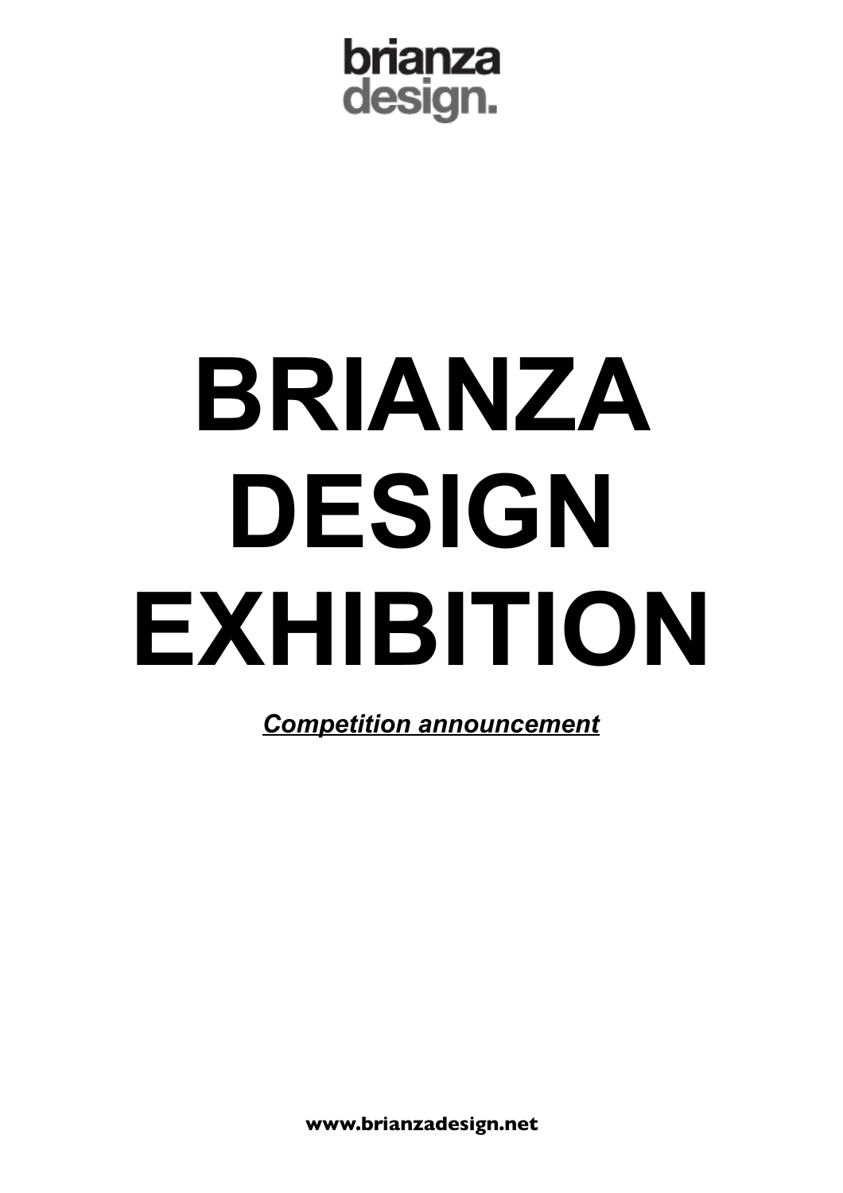brianza
design.

# BRIANZA DESIGN EXHIBITION

***Competition announcement***

**www.brianzadesign.net**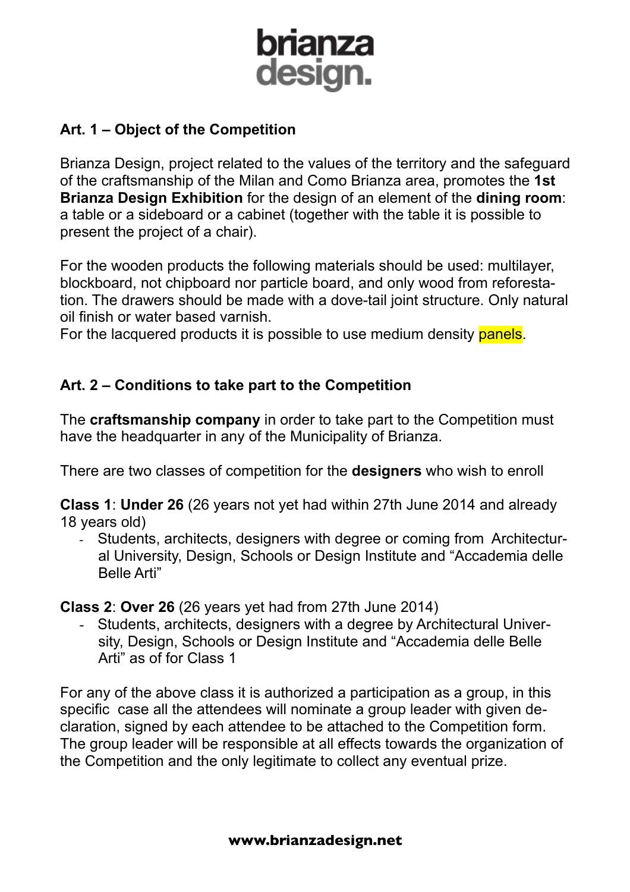# brianza design.

## Art. 1 – Object of the Competition

Brianza Design, project related to the values of the territory and the safeguard of the craftsmanship of the Milan and Como Brianza area, promotes the **1st Brianza Design Exhibition** for the design of an element of the **dining room**: a table or a sideboard or a cabinet (together with the table it is possible to present the project of a chair).

For the wooden products the following materials should be used: multilayer, blockboard, not chipboard nor particle board, and only wood from reforestation. The drawers should be made with a dove-tail joint structure. Only natural oil finish or water based varnish.
For the lacquered products it is possible to use medium density panels.

## Art. 2 – Conditions to take part to the Competition

The **craftsmanship company** in order to take part to the Competition must have the headquarter in any of the Municipality of Brianza.

There are two classes of competition for the **designers** who wish to enroll

**Class 1**: **Under 26** (26 years not yet had within 27th June 2014 and already 18 years old)

- Students, architects, designers with degree or coming from Architectural University, Design, Schools or Design Institute and "Accademia delle Belle Arti"

**Class 2**: **Over 26** (26 years yet had from 27th June 2014)

- Students, architects, designers with a degree by Architectural University, Design, Schools or Design Institute and "Accademia delle Belle Arti" as of for Class 1

For any of the above class it is authorized a participation as a group, in this specific case all the attendees will nominate a group leader with given declaration, signed by each attendee to be attached to the Competition form. The group leader will be responsible at all effects towards the organization of the Competition and the only legitimate to collect any eventual prize.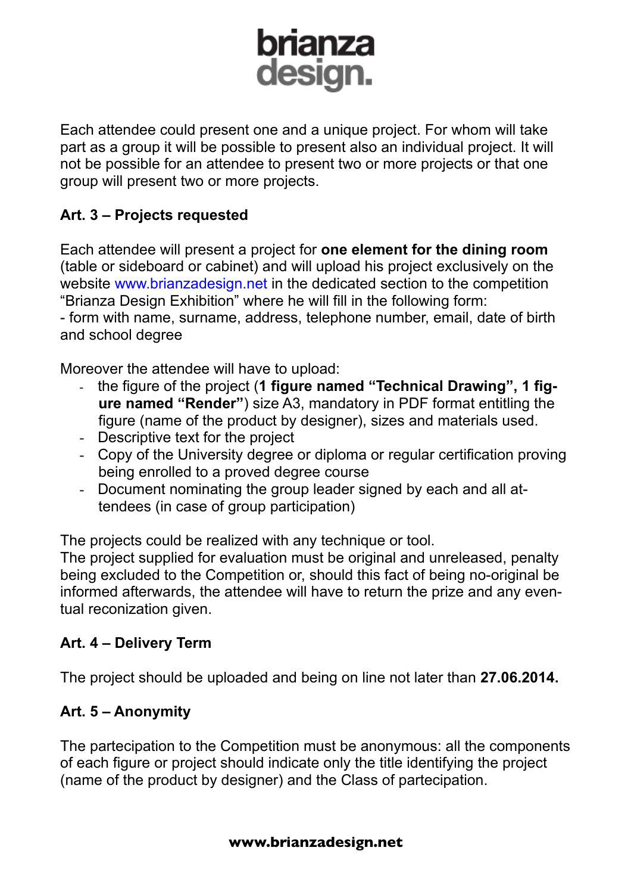Each attendee could present one and a unique project. For whom will take part as a group it will be possible to present also an individual project. It will not be possible for an attendee to present two or more projects or that one group will present two or more projects.

## Art. 3 – Projects requested

Each attendee will present a project for **one element for the dining room** (table or sideboard or cabinet) and will upload his project exclusively on the website www.brianzadesign.net in the dedicated section to the competition "Brianza Design Exhibition" where he will fill in the following form:
- form with name, surname, address, telephone number, email, date of birth and school degree

Moreover the attendee will have to upload:

- the figure of the project (**1 figure named "Technical Drawing", 1 figure named "Render"**) size A3, mandatory in PDF format entitling the figure (name of the product by designer), sizes and materials used.
- Descriptive text for the project
- Copy of the University degree or diploma or regular certification proving being enrolled to a proved degree course
- Document nominating the group leader signed by each and all attendees (in case of group participation)

The projects could be realized with any technique or tool.
The project supplied for evaluation must be original and unreleased, penalty being excluded to the Competition or, should this fact of being no-original be informed afterwards, the attendee will have to return the prize and any eventual reconization given.

## Art. 4 – Delivery Term

The project should be uploaded and being on line not later than **27.06.2014.**

## Art. 5 – Anonymity

The partecipation to the Competition must be anonymous: all the components of each figure or project should indicate only the title identifying the project (name of the product by designer) and the Class of partecipation.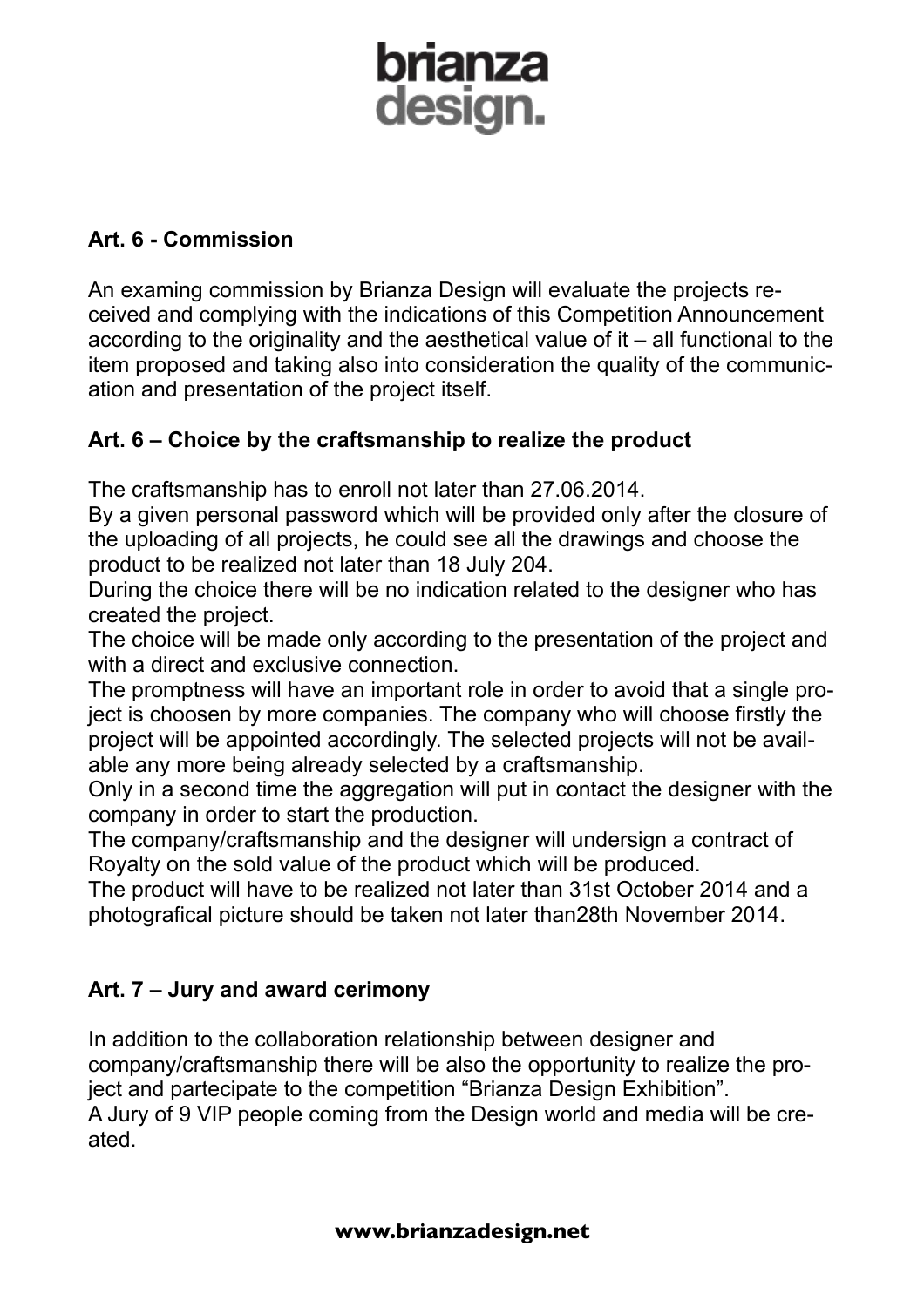## Art. 6 - Commission

An examing commission by Brianza Design will evaluate the projects received and complying with the indications of this Competition Announcement according to the originality and the aesthetical value of it – all functional to the item proposed and taking also into consideration the quality of the communication and presentation of the project itself.

## Art. 6 – Choice by the craftsmanship to realize the product

The craftsmanship has to enroll not later than 27.06.2014.
By a given personal password which will be provided only after the closure of the uploading of all projects, he could see all the drawings and choose the product to be realized not later than 18 July 204.
During the choice there will be no indication related to the designer who has created the project.
The choice will be made only according to the presentation of the project and with a direct and exclusive connection.
The promptness will have an important role in order to avoid that a single project is choosen by more companies. The company who will choose firstly the project will be appointed accordingly. The selected projects will not be available any more being already selected by a craftsmanship.
Only in a second time the aggregation will put in contact the designer with the company in order to start the production.
The company/craftsmanship and the designer will undersign a contract of Royalty on the sold value of the product which will be produced.
The product will have to be realized not later than 31st October 2014 and a photografical picture should be taken not later than28th November 2014.

## Art. 7 – Jury and award cerimony

In addition to the collaboration relationship between designer and company/craftsmanship there will be also the opportunity to realize the project and partecipate to the competition "Brianza Design Exhibition".
A Jury of 9 VIP people coming from the Design world and media will be created.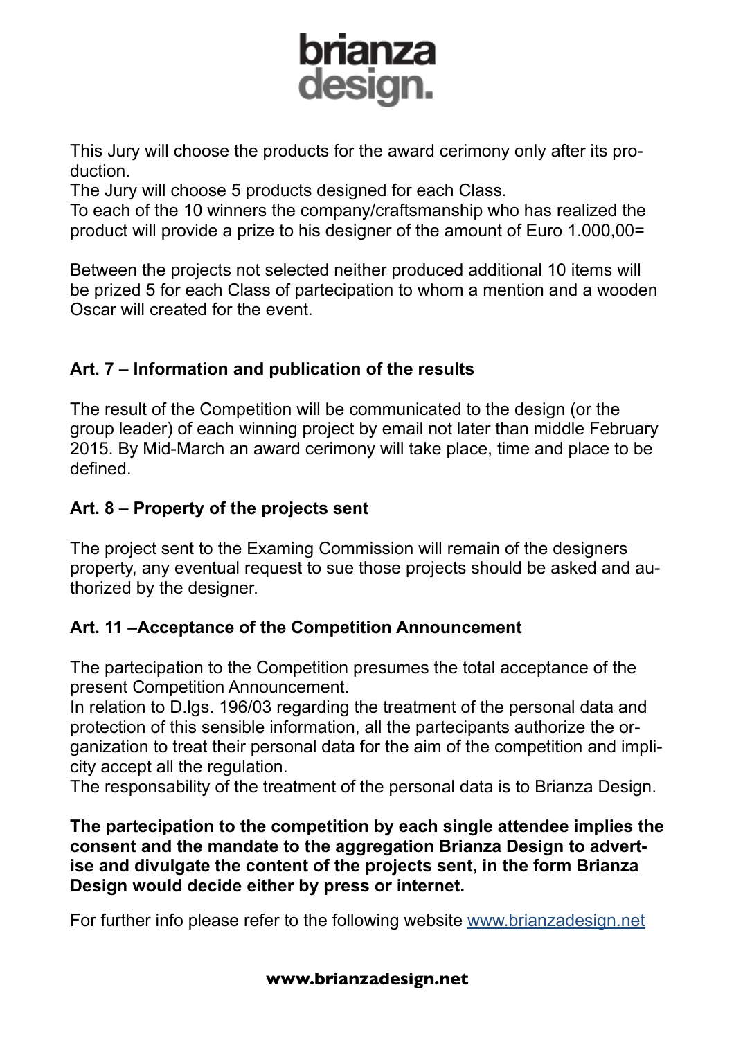This Jury will choose the products for the award cerimony only after its production.
The Jury will choose 5 products designed for each Class.
To each of the 10 winners the company/craftsmanship who has realized the product will provide a prize to his designer of the amount of Euro 1.000,00=

Between the projects not selected neither produced additional 10 items will be prized 5 for each Class of partecipation to whom a mention and a wooden Oscar will created for the event.

### Art. 7 – Information and publication of the results

The result of the Competition will be communicated to the design (or the group leader) of each winning project by email not later than middle February 2015. By Mid-March an award cerimony will take place, time and place to be defined.

### Art. 8 – Property of the projects sent

The project sent to the Examing Commission will remain of the designers property, any eventual request to sue those projects should be asked and authorized by the designer.

### Art. 11 –Acceptance of the Competition Announcement

The partecipation to the Competition presumes the total acceptance of the present Competition Announcement.
In relation to D.lgs. 196/03 regarding the treatment of the personal data and protection of this sensible information, all the partecipants authorize the organization to treat their personal data for the aim of the competition and implicity accept all the regulation.
The responsability of the treatment of the personal data is to Brianza Design.

**The partecipation to the competition by each single attendee implies the consent and the mandate to the aggregation Brianza Design to advertise and divulgate the content of the projects sent, in the form Brianza Design would decide either by press or internet.**

For further info please refer to the following website [www.brianzadesign.net](http://www.brianzadesign.net)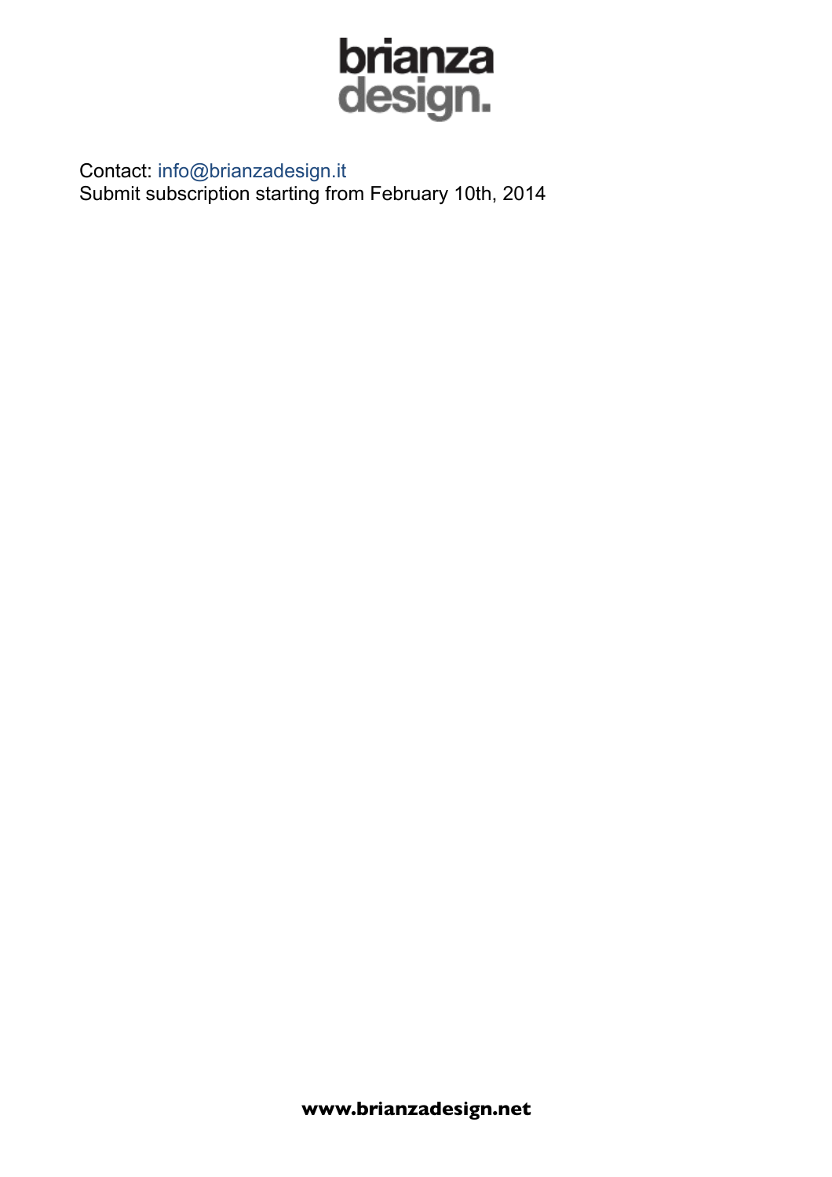**brianza design.**

Contact: info@brianzadesign.it
Submit subscription starting from February 10th, 2014

**www.brianzadesign.net**